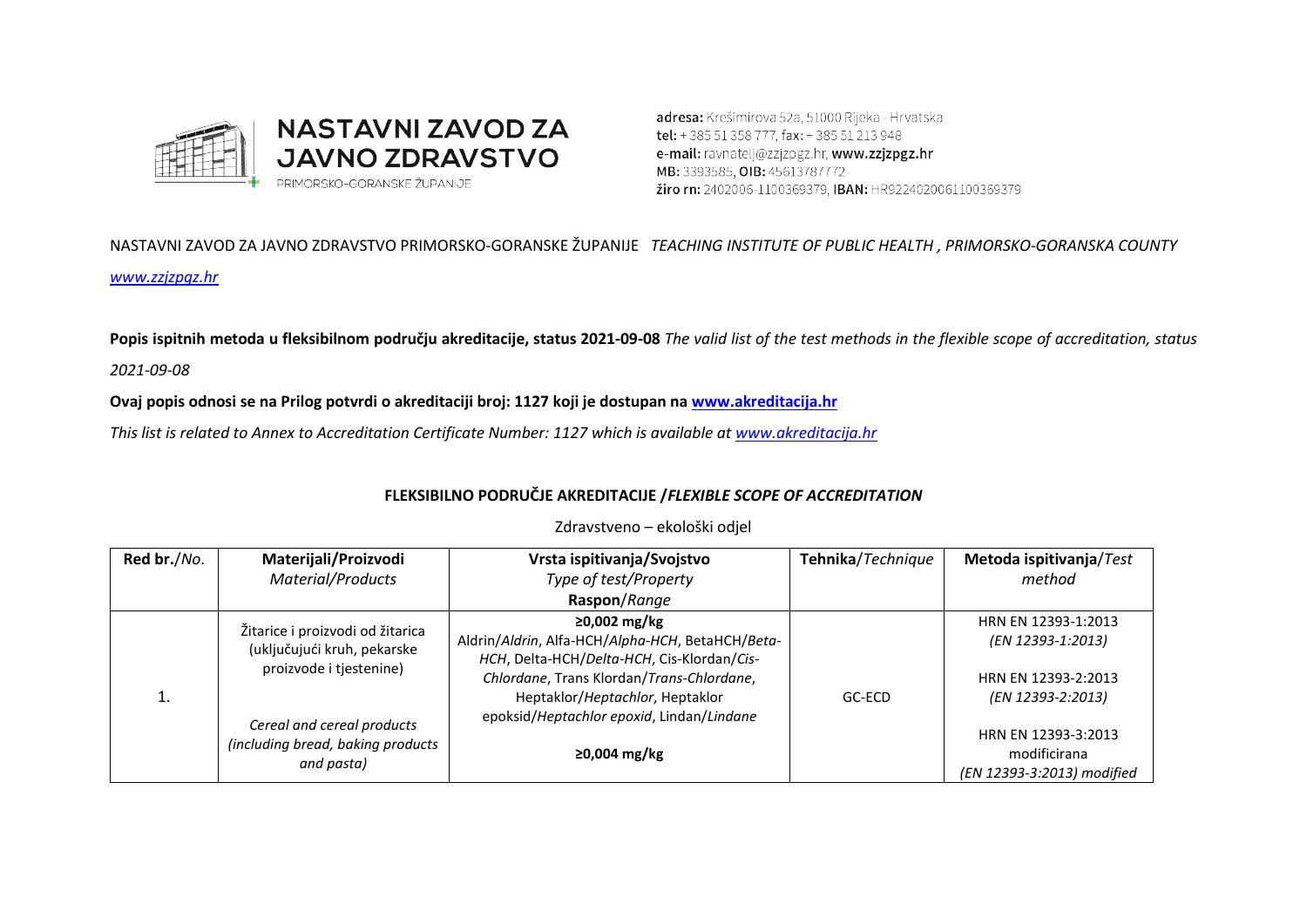**NASTAVNI ZAVOD ZA JAVNO ZDRAVSTVO**
PRIMORSKO-GORANSKE ŽUPANIJE

**adresa:** Krešimirova 52a, 51000 Rijeka - Hrvatska
**tel:** + 385 51 358 777, **fax:** + 385 51 213 948
**e-mail:** ravnatelj@zzjzpgz.hr, **www.zzjzpgz.hr**
**MB:** 3393585, **OIB:** 45613787772
**žiro rn:** 2402006-1100369379, **IBAN:** HR9224020061100369379

NASTAVNI ZAVOD ZA JAVNO ZDRAVSTVO PRIMORSKO-GORANSKE ŽUPANIJE *TEACHING INSTITUTE OF PUBLIC HEALTH , PRIMORSKO-GORANSKA COUNTY*

*www.zzjzpgz.hr*

**Popis ispitnih metoda u fleksibilnom području akreditacije, status 2021-09-08** *The valid list of the test methods in the flexible scope of accreditation, status 2021-09-08*

**Ovaj popis odnosi se na Prilog potvrdi o akreditaciji broj: 1127 koji je dostupan na www.akreditacija.hr**

*This list is related to Annex to Accreditation Certificate Number: 1127 which is available at www.akreditacija.hr*

## FLEKSIBILNO PODRUČJE AKREDITACIJE /*FLEXIBLE SCOPE OF ACCREDITATION*

Zdravstveno – ekološki odjel

| **Red br.**/*No.* | **Materijali/Proizvodi** *Material/Products* | **Vrsta ispitivanja/Svojstvo** *Type of test/Property* **Raspon**/*Range* | **Tehnika**/*Technique* | **Metoda ispitivanja**/*Test method* |
|---|---|---|---|---|
| 1. | Žitarice i proizvodi od žitarica (uključujući kruh, pekarske proizvode i tjestenine) *Cereal and cereal products (including bread, baking products and pasta)* | **≥0,002 mg/kg** Aldrin/*Aldrin*, Alfa-HCH/*Alpha-HCH*, BetaHCH/*Beta-HCH*, Delta-HCH/*Delta-HCH*, Cis-Klordan/*Cis-Chlordane*, Trans Klordan/*Trans-Chlordane*, Heptaklor/*Heptachlor*, Heptaklor epoksid/*Heptachlor epoxid*, Lindan/*Lindane* **≥0,004 mg/kg** | GC-ECD | HRN EN 12393-1:2013 *(EN 12393-1:2013)* HRN EN 12393-2:2013 *(EN 12393-2:2013)* HRN EN 12393-3:2013 modificirana *(EN 12393-3:2013) modified* |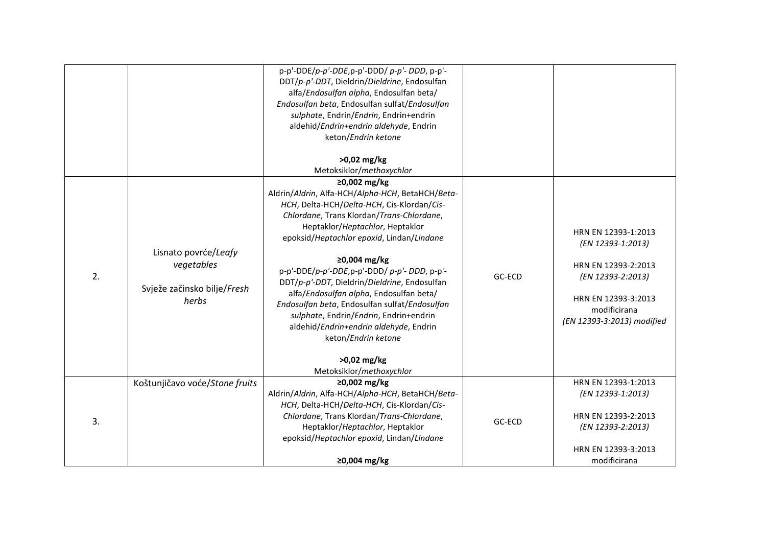| | | | | |
|---|---|---|---|---|
| | | p-p'-DDE/*p-p'-DDE*,p-p'-DDD/ *p-p'- DDD*, p-p'-DDT/*p-p'-DDT*, Dieldrin/*Dieldrine*, Endosulfan alfa/*Endosulfan alpha*, Endosulfan beta/ *Endosulfan beta*, Endosulfan sulfat/*Endosulfan sulphate*, Endrin/*Endrin*, Endrin+endrin aldehid/*Endrin+endrin aldehyde*, Endrin keton/*Endrin ketone*<br><br>**>0,02 mg/kg**<br>Metoksiklor/*methoxychlor* | | |
| 2. | Lisnato povrće/*Leafy vegetables*<br><br>Svježe začinsko bilje/*Fresh herbs* | **≥0,002 mg/kg**<br>Aldrin/*Aldrin*, Alfa-HCH/*Alpha-HCH*, BetaHCH/*Beta-HCH*, Delta-HCH/*Delta-HCH*, Cis-Klordan/*Cis-Chlordane*, Trans Klordan/*Trans-Chlordane*, Heptaklor/*Heptachlor*, Heptaklor epoksid/*Heptachlor epoxid*, Lindan/*Lindane*<br><br>**≥0,004 mg/kg**<br>p-p'-DDE/*p-p'-DDE*,p-p'-DDD/ *p-p'- DDD*, p-p'-DDT/*p-p'-DDT*, Dieldrin/*Dieldrine*, Endosulfan alfa/*Endosulfan alpha*, Endosulfan beta/ *Endosulfan beta*, Endosulfan sulfat/*Endosulfan sulphate*, Endrin/*Endrin*, Endrin+endrin aldehid/*Endrin+endrin aldehyde*, Endrin keton/*Endrin ketone*<br><br>**>0,02 mg/kg**<br>Metoksiklor/*methoxychlor* | GC-ECD | HRN EN 12393-1:2013<br>*(EN 12393-1:2013)*<br><br>HRN EN 12393-2:2013<br>*(EN 12393-2:2013)*<br><br>HRN EN 12393-3:2013 modificirana<br>*(EN 12393-3:2013) modified* |
| 3. | Koštunjičavo voće/*Stone fruits* | **≥0,002 mg/kg**<br>Aldrin/*Aldrin*, Alfa-HCH/*Alpha-HCH*, BetaHCH/*Beta-HCH*, Delta-HCH/*Delta-HCH*, Cis-Klordan/*Cis-Chlordane*, Trans Klordan/*Trans-Chlordane*, Heptaklor/*Heptachlor*, Heptaklor epoksid/*Heptachlor epoxid*, Lindan/*Lindane*<br><br>**≥0,004 mg/kg** | GC-ECD | HRN EN 12393-1:2013<br>*(EN 12393-1:2013)*<br><br>HRN EN 12393-2:2013<br>*(EN 12393-2:2013)*<br><br>HRN EN 12393-3:2013 modificirana |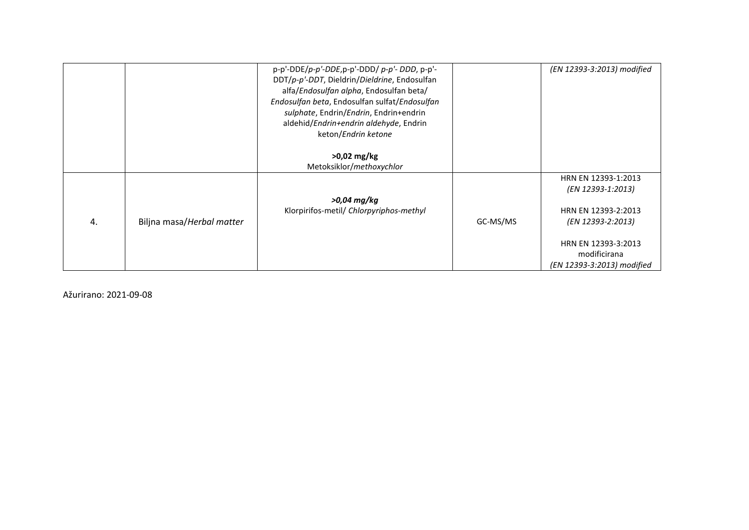| | | | | |
|---|---|---|---|---|
| | | p-p'-DDE/*p-p'-DDE*,p-p'-DDD/ *p-p'- DDD*, p-p'-DDT/*p-p'-DDT*, Dieldrin/*Dieldrine*, Endosulfan alfa/*Endosulfan alpha*, Endosulfan beta/ *Endosulfan beta*, Endosulfan sulfat/*Endosulfan sulphate*, Endrin/*Endrin*, Endrin+endrin aldehid/*Endrin+endrin aldehyde*, Endrin keton/*Endrin ketone*<br><br>**>0,02 mg/kg**<br>Metoksiklor/*methoxychlor* | | *(EN 12393-3:2013) modified* |
| 4. | Biljna masa/*Herbal matter* | ***>0,04 mg/kg***<br>Klorpirifos-metil/ *Chlorpyriphos-methyl* | GC-MS/MS | HRN EN 12393-1:2013<br>*(EN 12393-1:2013)*<br><br>HRN EN 12393-2:2013<br>*(EN 12393-2:2013)*<br><br>HRN EN 12393-3:2013 modificirana<br>*(EN 12393-3:2013) modified* |

Ažurirano: 2021-09-08